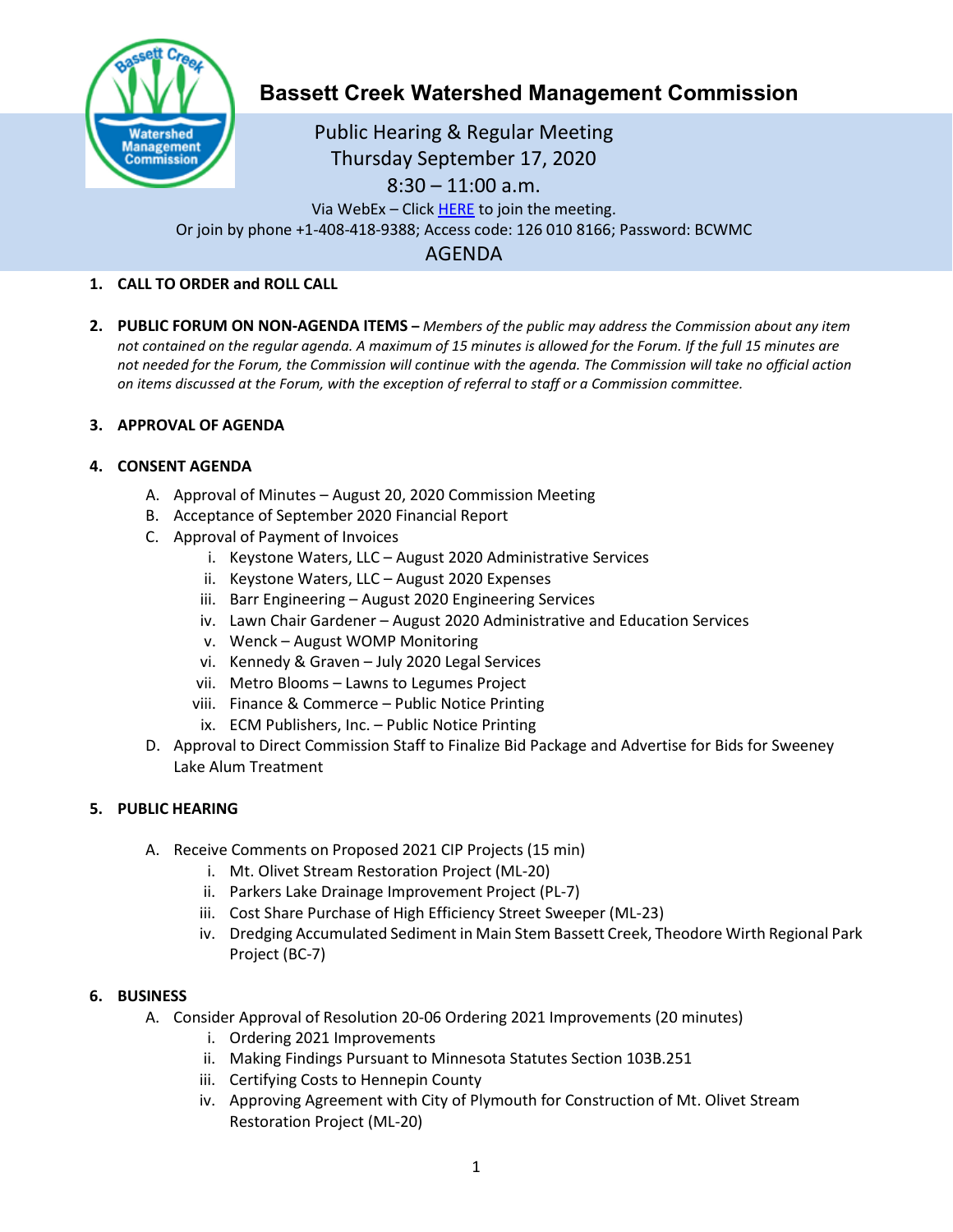# Bassett Creek Watershed Management Commission

Public Hearing & Regular Meeting
Thursday September 17, 2020
8:30 – 11:00 a.m.

Via WebEx – Click HERE to join the meeting.
Or join by phone +1-408-418-9388; Access code: 126 010 8166; Password: BCWMC

## AGENDA

1. **CALL TO ORDER and ROLL CALL**

2. **PUBLIC FORUM ON NON-AGENDA ITEMS –** *Members of the public may address the Commission about any item not contained on the regular agenda. A maximum of 15 minutes is allowed for the Forum. If the full 15 minutes are not needed for the Forum, the Commission will continue with the agenda. The Commission will take no official action on items discussed at the Forum, with the exception of referral to staff or a Commission committee.*

3. **APPROVAL OF AGENDA**

4. **CONSENT AGENDA**
   - A. Approval of Minutes – August 20, 2020 Commission Meeting
   - B. Acceptance of September 2020 Financial Report
   - C. Approval of Payment of Invoices
     - i. Keystone Waters, LLC – August 2020 Administrative Services
     - ii. Keystone Waters, LLC – August 2020 Expenses
     - iii. Barr Engineering – August 2020 Engineering Services
     - iv. Lawn Chair Gardener – August 2020 Administrative and Education Services
     - v. Wenck – August WOMP Monitoring
     - vi. Kennedy & Graven – July 2020 Legal Services
     - vii. Metro Blooms – Lawns to Legumes Project
     - viii. Finance & Commerce – Public Notice Printing
     - ix. ECM Publishers, Inc. – Public Notice Printing
   - D. Approval to Direct Commission Staff to Finalize Bid Package and Advertise for Bids for Sweeney Lake Alum Treatment

5. **PUBLIC HEARING**
   - A. Receive Comments on Proposed 2021 CIP Projects (15 min)
     - i. Mt. Olivet Stream Restoration Project (ML-20)
     - ii. Parkers Lake Drainage Improvement Project (PL-7)
     - iii. Cost Share Purchase of High Efficiency Street Sweeper (ML-23)
     - iv. Dredging Accumulated Sediment in Main Stem Bassett Creek, Theodore Wirth Regional Park Project (BC-7)

6. **BUSINESS**
   - A. Consider Approval of Resolution 20-06 Ordering 2021 Improvements (20 minutes)
     - i. Ordering 2021 Improvements
     - ii. Making Findings Pursuant to Minnesota Statutes Section 103B.251
     - iii. Certifying Costs to Hennepin County
     - iv. Approving Agreement with City of Plymouth for Construction of Mt. Olivet Stream Restoration Project (ML-20)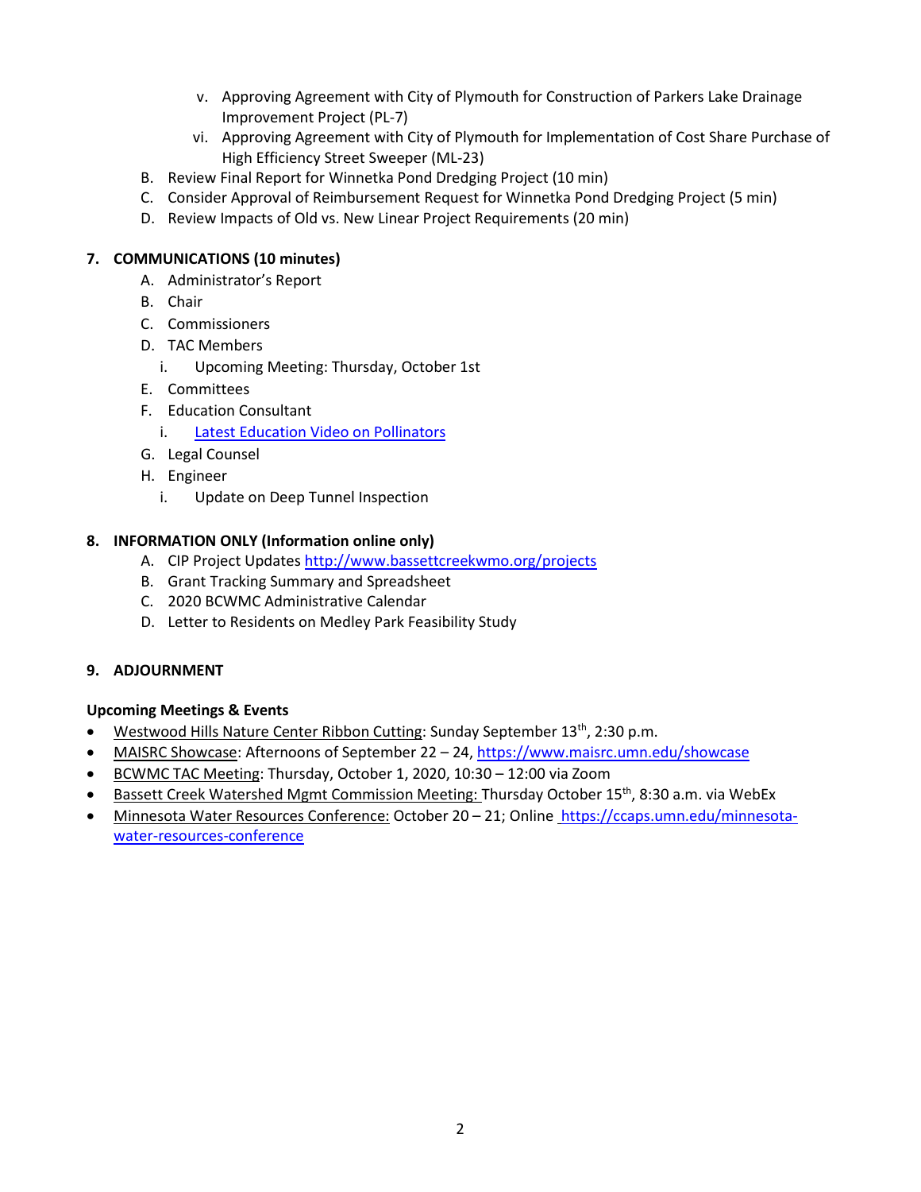- v. Approving Agreement with City of Plymouth for Construction of Parkers Lake Drainage Improvement Project (PL-7)
   - vi. Approving Agreement with City of Plymouth for Implementation of Cost Share Purchase of High Efficiency Street Sweeper (ML-23)
- B. Review Final Report for Winnetka Pond Dredging Project (10 min)
- C. Consider Approval of Reimbursement Request for Winnetka Pond Dredging Project (5 min)
- D. Review Impacts of Old vs. New Linear Project Requirements (20 min)

**7. COMMUNICATIONS (10 minutes)**

- A. Administrator's Report
- B. Chair
- C. Commissioners
- D. TAC Members
   - i. Upcoming Meeting: Thursday, October 1st
- E. Committees
- F. Education Consultant
   - i. Latest Education Video on Pollinators
- G. Legal Counsel
- H. Engineer
   - i. Update on Deep Tunnel Inspection

**8. INFORMATION ONLY (Information online only)**

- A. CIP Project Updates http://www.bassettcreekwmo.org/projects
- B. Grant Tracking Summary and Spreadsheet
- C. 2020 BCWMC Administrative Calendar
- D. Letter to Residents on Medley Park Feasibility Study

**9. ADJOURNMENT**

**Upcoming Meetings & Events**

- Westwood Hills Nature Center Ribbon Cutting: Sunday September 13th, 2:30 p.m.
- MAISRC Showcase: Afternoons of September 22 – 24, https://www.maisrc.umn.edu/showcase
- BCWMC TAC Meeting: Thursday, October 1, 2020, 10:30 – 12:00 via Zoom
- Bassett Creek Watershed Mgmt Commission Meeting: Thursday October 15th, 8:30 a.m. via WebEx
- Minnesota Water Resources Conference: October 20 – 21; Online https://ccaps.umn.edu/minnesota-water-resources-conference